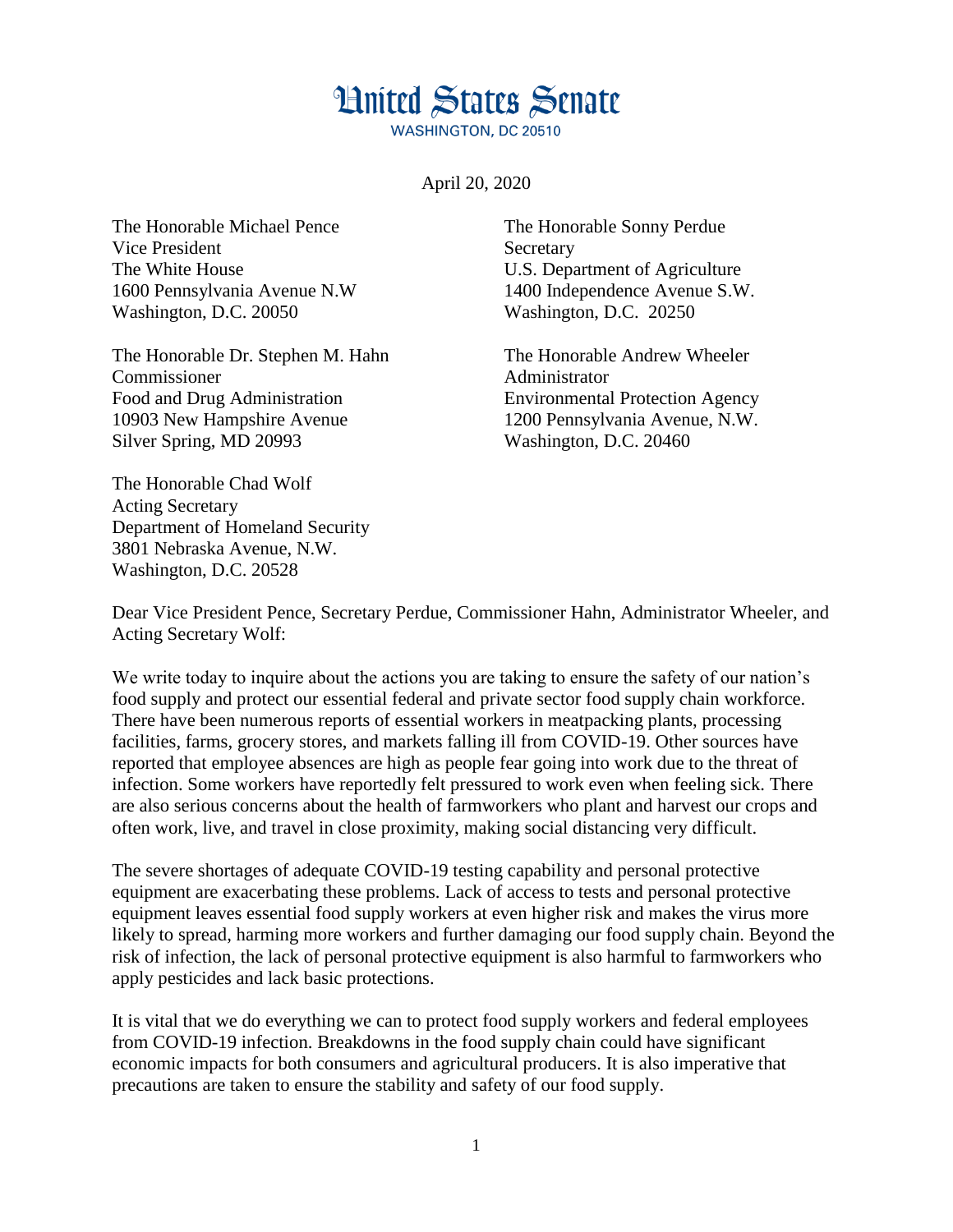# United States Senate

WASHINGTON, DC 20510

April 20, 2020

The Honorable Michael Pence
Vice President
The White House
1600 Pennsylvania Avenue N.W
Washington, D.C. 20050

The Honorable Sonny Perdue
Secretary
U.S. Department of Agriculture
1400 Independence Avenue S.W.
Washington, D.C. 20250

The Honorable Dr. Stephen M. Hahn
Commissioner
Food and Drug Administration
10903 New Hampshire Avenue
Silver Spring, MD 20993

The Honorable Andrew Wheeler
Administrator
Environmental Protection Agency
1200 Pennsylvania Avenue, N.W.
Washington, D.C. 20460

The Honorable Chad Wolf
Acting Secretary
Department of Homeland Security
3801 Nebraska Avenue, N.W.
Washington, D.C. 20528

Dear Vice President Pence, Secretary Perdue, Commissioner Hahn, Administrator Wheeler, and Acting Secretary Wolf:

We write today to inquire about the actions you are taking to ensure the safety of our nation's food supply and protect our essential federal and private sector food supply chain workforce. There have been numerous reports of essential workers in meatpacking plants, processing facilities, farms, grocery stores, and markets falling ill from COVID-19. Other sources have reported that employee absences are high as people fear going into work due to the threat of infection. Some workers have reportedly felt pressured to work even when feeling sick. There are also serious concerns about the health of farmworkers who plant and harvest our crops and often work, live, and travel in close proximity, making social distancing very difficult.

The severe shortages of adequate COVID-19 testing capability and personal protective equipment are exacerbating these problems. Lack of access to tests and personal protective equipment leaves essential food supply workers at even higher risk and makes the virus more likely to spread, harming more workers and further damaging our food supply chain. Beyond the risk of infection, the lack of personal protective equipment is also harmful to farmworkers who apply pesticides and lack basic protections.

It is vital that we do everything we can to protect food supply workers and federal employees from COVID-19 infection. Breakdowns in the food supply chain could have significant economic impacts for both consumers and agricultural producers. It is also imperative that precautions are taken to ensure the stability and safety of our food supply.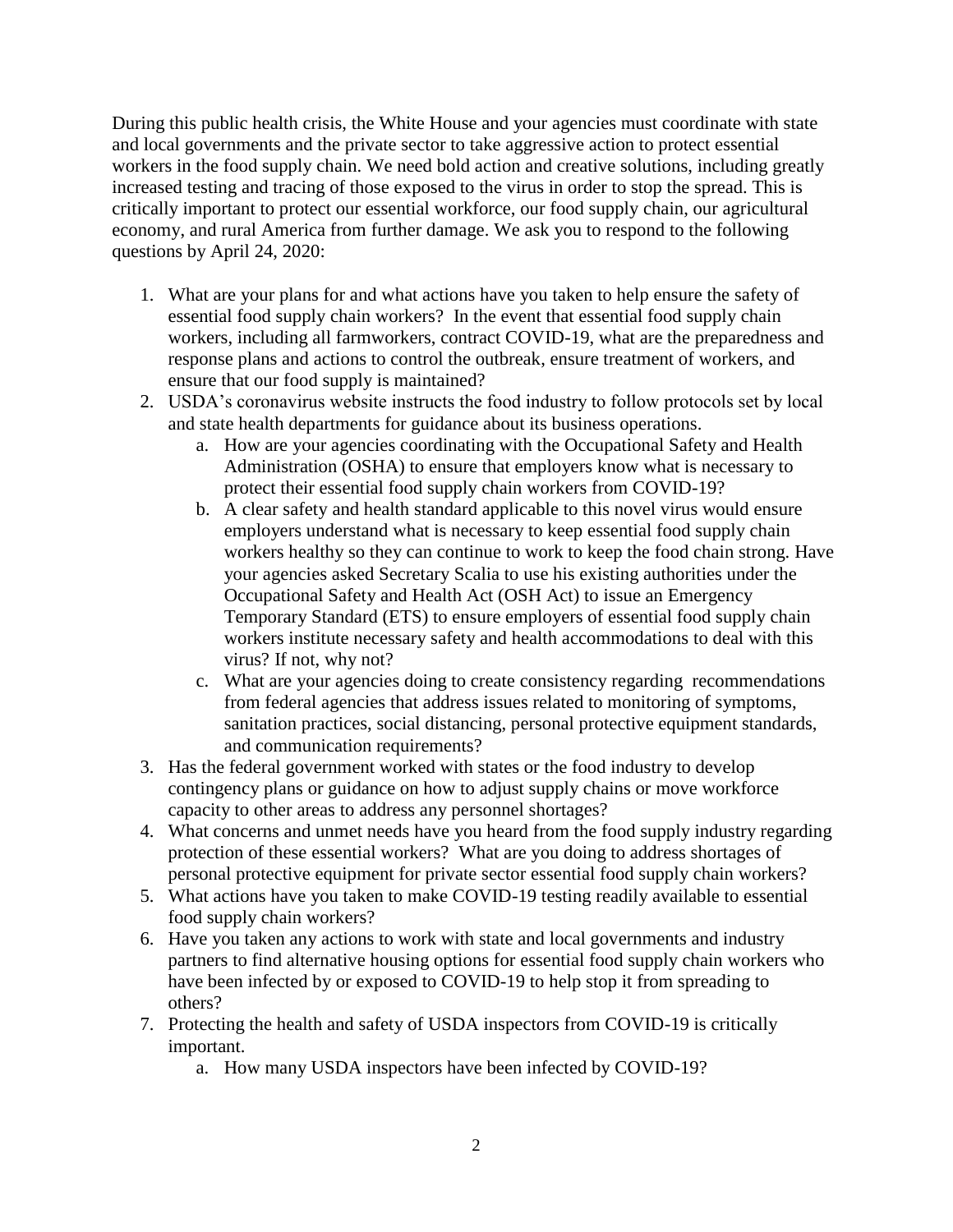During this public health crisis, the White House and your agencies must coordinate with state and local governments and the private sector to take aggressive action to protect essential workers in the food supply chain. We need bold action and creative solutions, including greatly increased testing and tracing of those exposed to the virus in order to stop the spread. This is critically important to protect our essential workforce, our food supply chain, our agricultural economy, and rural America from further damage. We ask you to respond to the following questions by April 24, 2020:

1. What are your plans for and what actions have you taken to help ensure the safety of essential food supply chain workers? In the event that essential food supply chain workers, including all farmworkers, contract COVID-19, what are the preparedness and response plans and actions to control the outbreak, ensure treatment of workers, and ensure that our food supply is maintained?
2. USDA's coronavirus website instructs the food industry to follow protocols set by local and state health departments for guidance about its business operations.
   a. How are your agencies coordinating with the Occupational Safety and Health Administration (OSHA) to ensure that employers know what is necessary to protect their essential food supply chain workers from COVID-19?
   b. A clear safety and health standard applicable to this novel virus would ensure employers understand what is necessary to keep essential food supply chain workers healthy so they can continue to work to keep the food chain strong. Have your agencies asked Secretary Scalia to use his existing authorities under the Occupational Safety and Health Act (OSH Act) to issue an Emergency Temporary Standard (ETS) to ensure employers of essential food supply chain workers institute necessary safety and health accommodations to deal with this virus? If not, why not?
   c. What are your agencies doing to create consistency regarding recommendations from federal agencies that address issues related to monitoring of symptoms, sanitation practices, social distancing, personal protective equipment standards, and communication requirements?
3. Has the federal government worked with states or the food industry to develop contingency plans or guidance on how to adjust supply chains or move workforce capacity to other areas to address any personnel shortages?
4. What concerns and unmet needs have you heard from the food supply industry regarding protection of these essential workers? What are you doing to address shortages of personal protective equipment for private sector essential food supply chain workers?
5. What actions have you taken to make COVID-19 testing readily available to essential food supply chain workers?
6. Have you taken any actions to work with state and local governments and industry partners to find alternative housing options for essential food supply chain workers who have been infected by or exposed to COVID-19 to help stop it from spreading to others?
7. Protecting the health and safety of USDA inspectors from COVID-19 is critically important.
   a. How many USDA inspectors have been infected by COVID-19?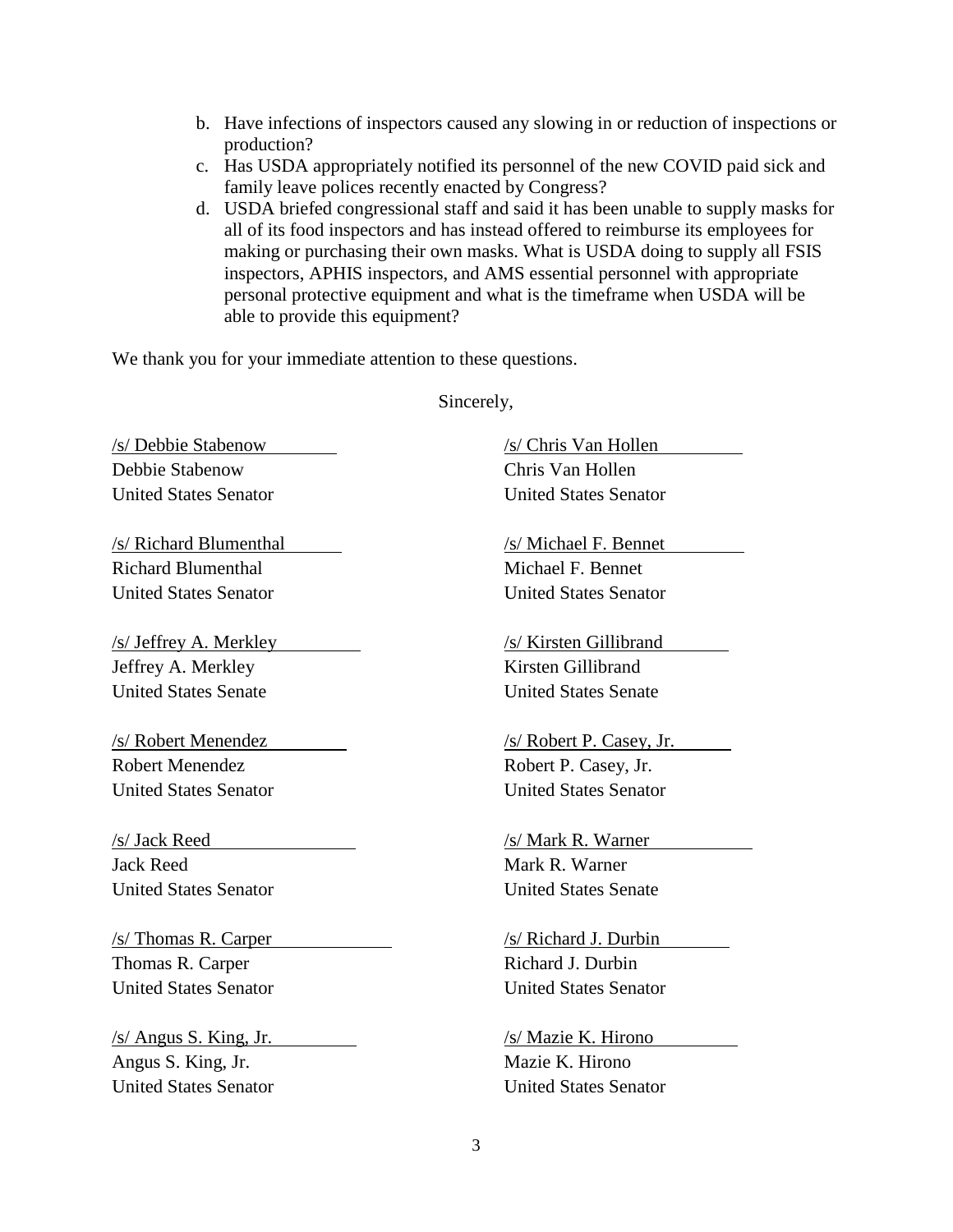b. Have infections of inspectors caused any slowing in or reduction of inspections or production?
c. Has USDA appropriately notified its personnel of the new COVID paid sick and family leave polices recently enacted by Congress?
d. USDA briefed congressional staff and said it has been unable to supply masks for all of its food inspectors and has instead offered to reimburse its employees for making or purchasing their own masks. What is USDA doing to supply all FSIS inspectors, APHIS inspectors, and AMS essential personnel with appropriate personal protective equipment and what is the timeframe when USDA will be able to provide this equipment?

We thank you for your immediate attention to these questions.

Sincerely,

/s/ Debbie Stabenow
Debbie Stabenow
United States Senator

/s/ Chris Van Hollen
Chris Van Hollen
United States Senator

/s/ Richard Blumenthal
Richard Blumenthal
United States Senator

/s/ Michael F. Bennet
Michael F. Bennet
United States Senator

/s/ Jeffrey A. Merkley
Jeffrey A. Merkley
United States Senate

/s/ Kirsten Gillibrand
Kirsten Gillibrand
United States Senate

/s/ Robert Menendez
Robert Menendez
United States Senator

/s/ Robert P. Casey, Jr.
Robert P. Casey, Jr.
United States Senator

/s/ Jack Reed
Jack Reed
United States Senator

/s/ Mark R. Warner
Mark R. Warner
United States Senate

/s/ Thomas R. Carper
Thomas R. Carper
United States Senator

/s/ Richard J. Durbin
Richard J. Durbin
United States Senator

/s/ Angus S. King, Jr.
Angus S. King, Jr.
United States Senator

/s/ Mazie K. Hirono
Mazie K. Hirono
United States Senator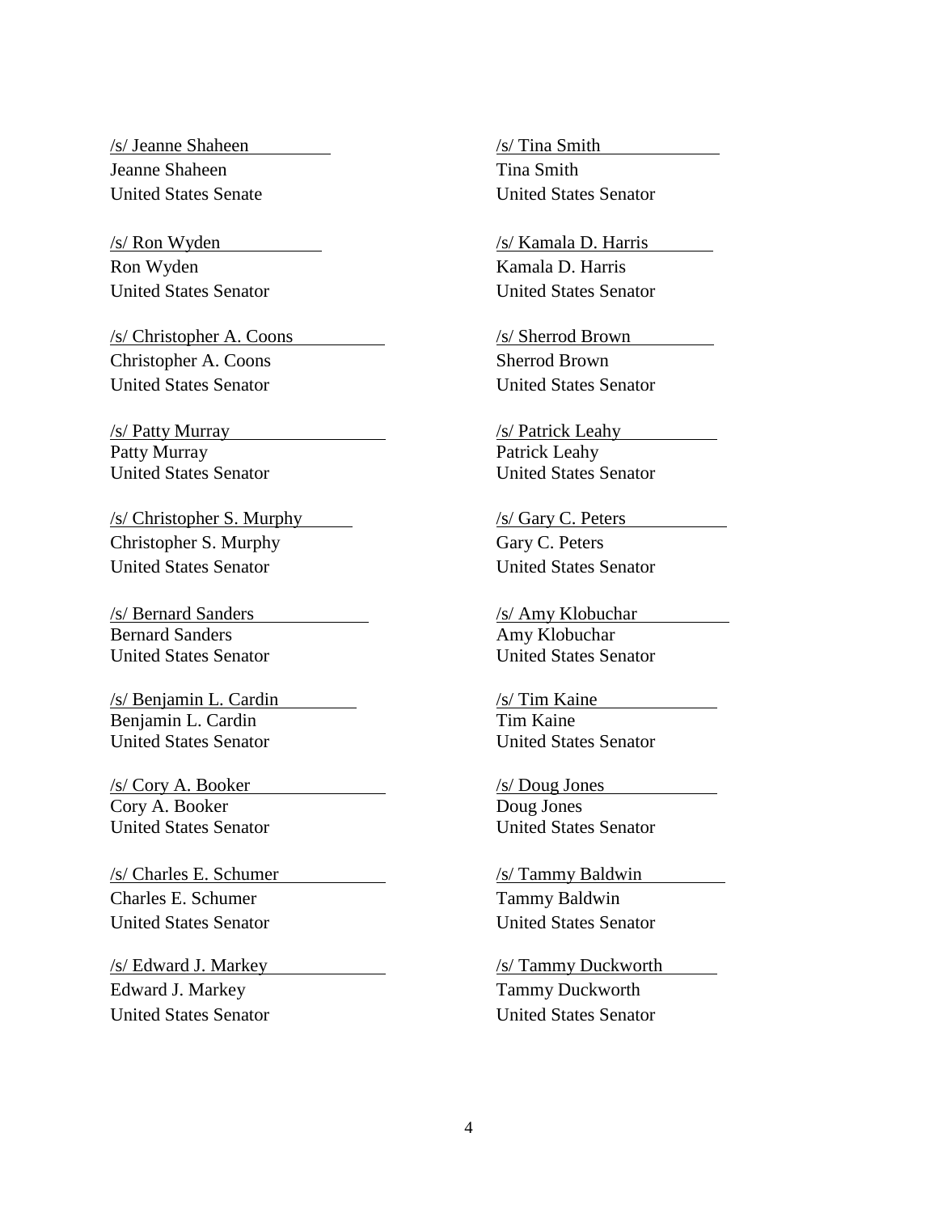/s/ Jeanne Shaheen
Jeanne Shaheen
United States Senate

/s/ Tina Smith
Tina Smith
United States Senator

/s/ Ron Wyden
Ron Wyden
United States Senator

/s/ Kamala D. Harris
Kamala D. Harris
United States Senator

/s/ Christopher A. Coons
Christopher A. Coons
United States Senator

/s/ Sherrod Brown
Sherrod Brown
United States Senator

/s/ Patty Murray
Patty Murray
United States Senator

/s/ Patrick Leahy
Patrick Leahy
United States Senator

/s/ Christopher S. Murphy
Christopher S. Murphy
United States Senator

/s/ Gary C. Peters
Gary C. Peters
United States Senator

/s/ Bernard Sanders
Bernard Sanders
United States Senator

/s/ Amy Klobuchar
Amy Klobuchar
United States Senator

/s/ Benjamin L. Cardin
Benjamin L. Cardin
United States Senator

/s/ Tim Kaine
Tim Kaine
United States Senator

/s/ Cory A. Booker
Cory A. Booker
United States Senator

/s/ Doug Jones
Doug Jones
United States Senator

/s/ Charles E. Schumer
Charles E. Schumer
United States Senator

/s/ Tammy Baldwin
Tammy Baldwin
United States Senator

/s/ Edward J. Markey
Edward J. Markey
United States Senator

/s/ Tammy Duckworth
Tammy Duckworth
United States Senator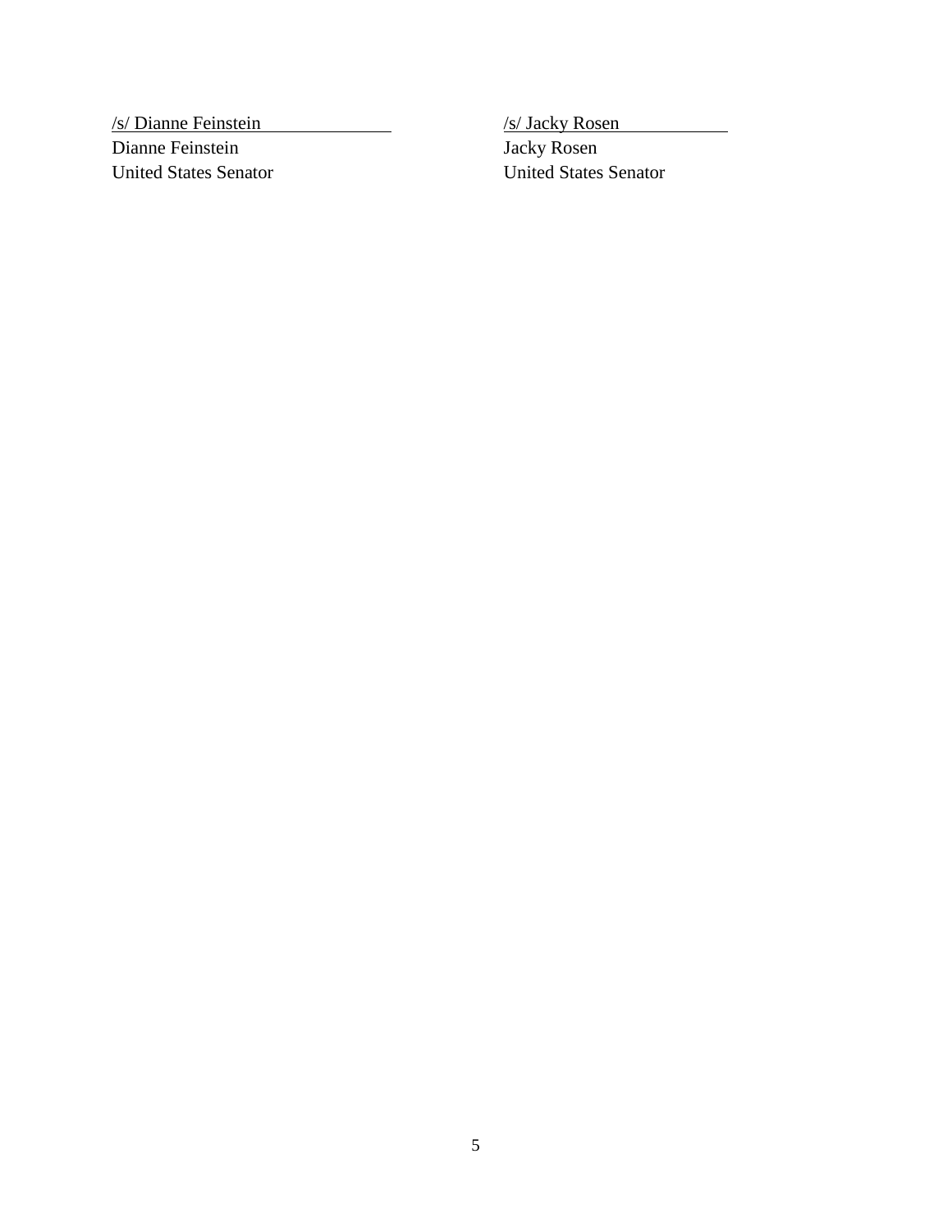/s/ Dianne Feinstein
Dianne Feinstein
United States Senator

/s/ Jacky Rosen
Jacky Rosen
United States Senator